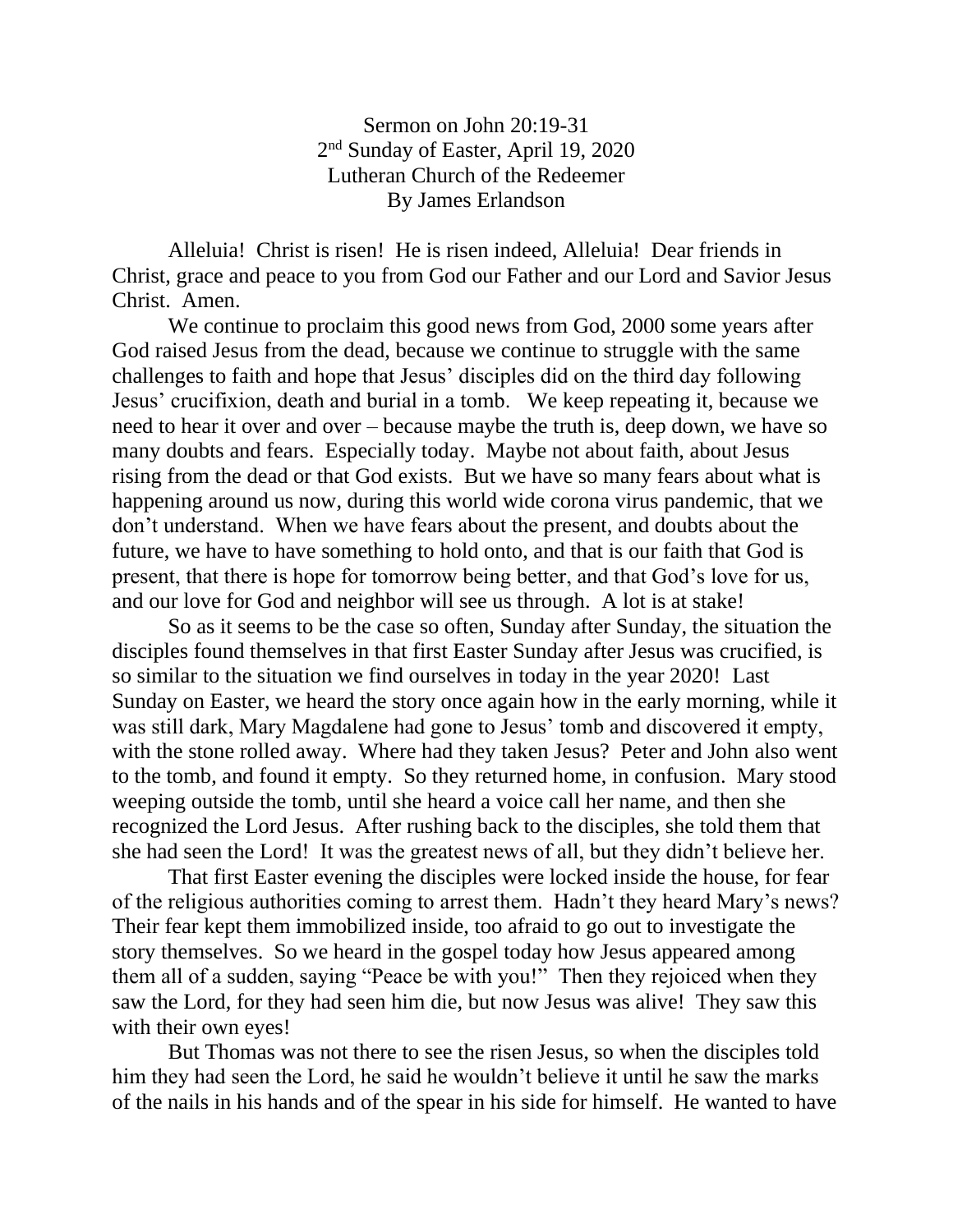Sermon on John 20:19-31
2nd Sunday of Easter, April 19, 2020
Lutheran Church of the Redeemer
By James Erlandson

Alleluia! Christ is risen! He is risen indeed, Alleluia! Dear friends in Christ, grace and peace to you from God our Father and our Lord and Savior Jesus Christ. Amen.

We continue to proclaim this good news from God, 2000 some years after God raised Jesus from the dead, because we continue to struggle with the same challenges to faith and hope that Jesus' disciples did on the third day following Jesus' crucifixion, death and burial in a tomb. We keep repeating it, because we need to hear it over and over – because maybe the truth is, deep down, we have so many doubts and fears. Especially today. Maybe not about faith, about Jesus rising from the dead or that God exists. But we have so many fears about what is happening around us now, during this world wide corona virus pandemic, that we don't understand. When we have fears about the present, and doubts about the future, we have to have something to hold onto, and that is our faith that God is present, that there is hope for tomorrow being better, and that God's love for us, and our love for God and neighbor will see us through. A lot is at stake!

So as it seems to be the case so often, Sunday after Sunday, the situation the disciples found themselves in that first Easter Sunday after Jesus was crucified, is so similar to the situation we find ourselves in today in the year 2020! Last Sunday on Easter, we heard the story once again how in the early morning, while it was still dark, Mary Magdalene had gone to Jesus' tomb and discovered it empty, with the stone rolled away. Where had they taken Jesus? Peter and John also went to the tomb, and found it empty. So they returned home, in confusion. Mary stood weeping outside the tomb, until she heard a voice call her name, and then she recognized the Lord Jesus. After rushing back to the disciples, she told them that she had seen the Lord! It was the greatest news of all, but they didn't believe her.

That first Easter evening the disciples were locked inside the house, for fear of the religious authorities coming to arrest them. Hadn't they heard Mary's news? Their fear kept them immobilized inside, too afraid to go out to investigate the story themselves. So we heard in the gospel today how Jesus appeared among them all of a sudden, saying "Peace be with you!" Then they rejoiced when they saw the Lord, for they had seen him die, but now Jesus was alive! They saw this with their own eyes!

But Thomas was not there to see the risen Jesus, so when the disciples told him they had seen the Lord, he said he wouldn't believe it until he saw the marks of the nails in his hands and of the spear in his side for himself. He wanted to have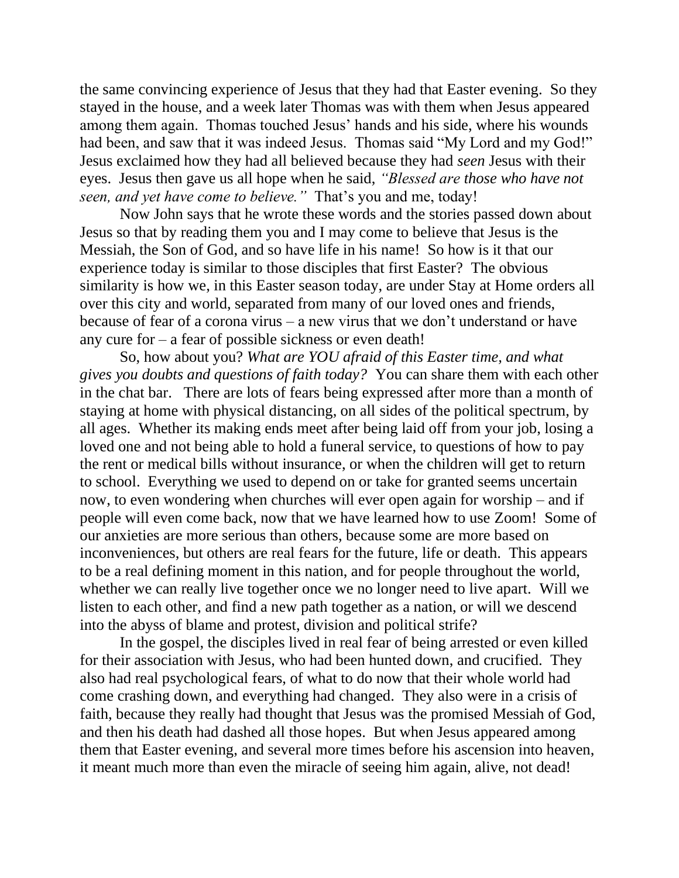the same convincing experience of Jesus that they had that Easter evening. So they stayed in the house, and a week later Thomas was with them when Jesus appeared among them again. Thomas touched Jesus' hands and his side, where his wounds had been, and saw that it was indeed Jesus. Thomas said "My Lord and my God!" Jesus exclaimed how they had all believed because they had *seen* Jesus with their eyes. Jesus then gave us all hope when he said, *"Blessed are those who have not seen, and yet have come to believe."* That's you and me, today!

Now John says that he wrote these words and the stories passed down about Jesus so that by reading them you and I may come to believe that Jesus is the Messiah, the Son of God, and so have life in his name! So how is it that our experience today is similar to those disciples that first Easter? The obvious similarity is how we, in this Easter season today, are under Stay at Home orders all over this city and world, separated from many of our loved ones and friends, because of fear of a corona virus – a new virus that we don't understand or have any cure for – a fear of possible sickness or even death!

So, how about you? *What are YOU afraid of this Easter time, and what gives you doubts and questions of faith today?* You can share them with each other in the chat bar. There are lots of fears being expressed after more than a month of staying at home with physical distancing, on all sides of the political spectrum, by all ages. Whether its making ends meet after being laid off from your job, losing a loved one and not being able to hold a funeral service, to questions of how to pay the rent or medical bills without insurance, or when the children will get to return to school. Everything we used to depend on or take for granted seems uncertain now, to even wondering when churches will ever open again for worship – and if people will even come back, now that we have learned how to use Zoom! Some of our anxieties are more serious than others, because some are more based on inconveniences, but others are real fears for the future, life or death. This appears to be a real defining moment in this nation, and for people throughout the world, whether we can really live together once we no longer need to live apart. Will we listen to each other, and find a new path together as a nation, or will we descend into the abyss of blame and protest, division and political strife?

In the gospel, the disciples lived in real fear of being arrested or even killed for their association with Jesus, who had been hunted down, and crucified. They also had real psychological fears, of what to do now that their whole world had come crashing down, and everything had changed. They also were in a crisis of faith, because they really had thought that Jesus was the promised Messiah of God, and then his death had dashed all those hopes. But when Jesus appeared among them that Easter evening, and several more times before his ascension into heaven, it meant much more than even the miracle of seeing him again, alive, not dead!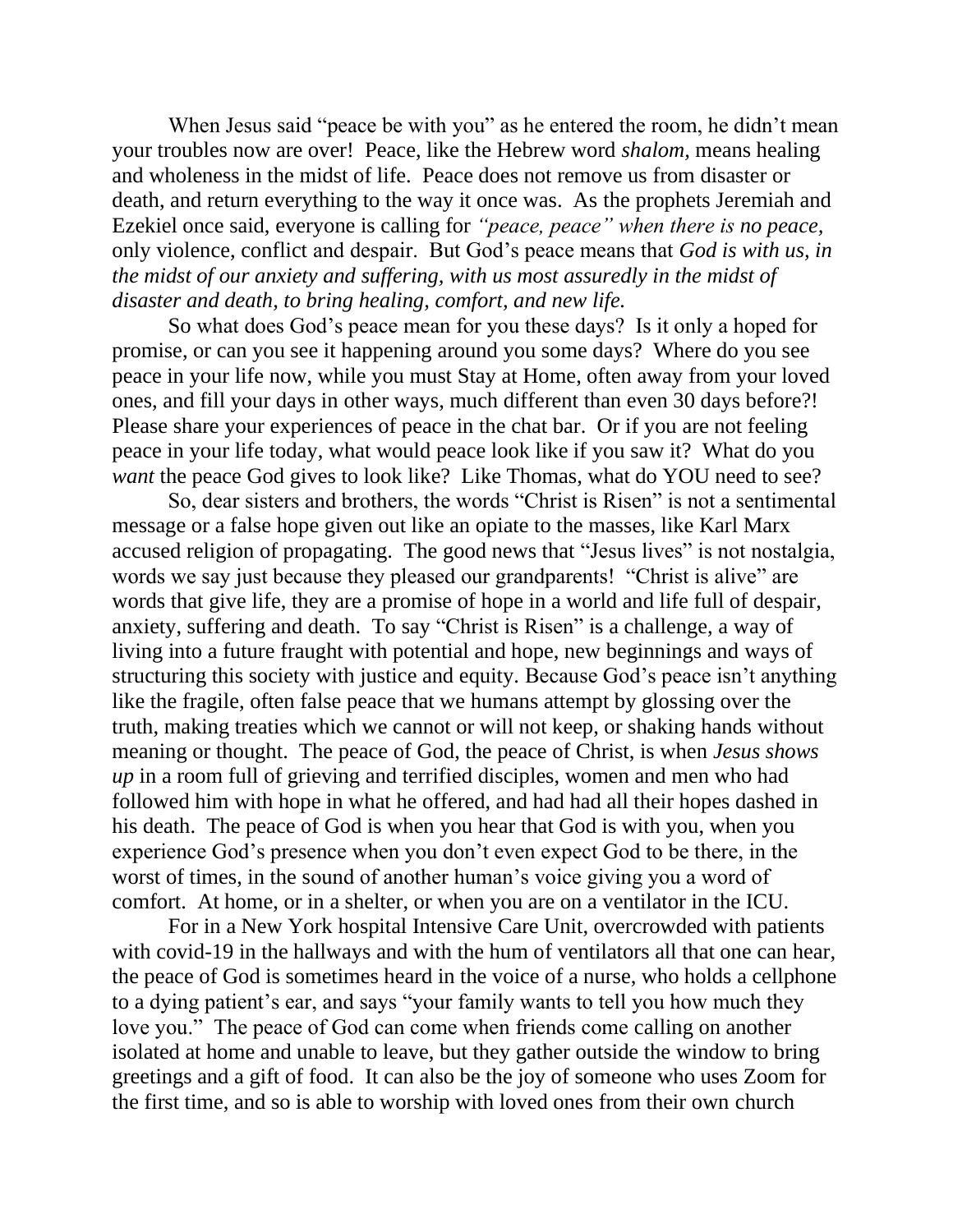When Jesus said "peace be with you" as he entered the room, he didn't mean your troubles now are over! Peace, like the Hebrew word *shalom,* means healing and wholeness in the midst of life. Peace does not remove us from disaster or death, and return everything to the way it once was. As the prophets Jeremiah and Ezekiel once said, everyone is calling for *"peace, peace" when there is no peace,* only violence, conflict and despair. But God's peace means that *God is with us, in the midst of our anxiety and suffering, with us most assuredly in the midst of disaster and death, to bring healing, comfort, and new life.*

So what does God's peace mean for you these days? Is it only a hoped for promise, or can you see it happening around you some days? Where do you see peace in your life now, while you must Stay at Home, often away from your loved ones, and fill your days in other ways, much different than even 30 days before?! Please share your experiences of peace in the chat bar. Or if you are not feeling peace in your life today, what would peace look like if you saw it? What do you *want* the peace God gives to look like? Like Thomas, what do YOU need to see?

So, dear sisters and brothers, the words "Christ is Risen" is not a sentimental message or a false hope given out like an opiate to the masses, like Karl Marx accused religion of propagating. The good news that "Jesus lives" is not nostalgia, words we say just because they pleased our grandparents! "Christ is alive" are words that give life, they are a promise of hope in a world and life full of despair, anxiety, suffering and death. To say "Christ is Risen" is a challenge, a way of living into a future fraught with potential and hope, new beginnings and ways of structuring this society with justice and equity. Because God's peace isn't anything like the fragile, often false peace that we humans attempt by glossing over the truth, making treaties which we cannot or will not keep, or shaking hands without meaning or thought. The peace of God, the peace of Christ, is when *Jesus shows up* in a room full of grieving and terrified disciples, women and men who had followed him with hope in what he offered, and had had all their hopes dashed in his death. The peace of God is when you hear that God is with you, when you experience God's presence when you don't even expect God to be there, in the worst of times, in the sound of another human's voice giving you a word of comfort. At home, or in a shelter, or when you are on a ventilator in the ICU.

For in a New York hospital Intensive Care Unit, overcrowded with patients with covid-19 in the hallways and with the hum of ventilators all that one can hear, the peace of God is sometimes heard in the voice of a nurse, who holds a cellphone to a dying patient's ear, and says "your family wants to tell you how much they love you." The peace of God can come when friends come calling on another isolated at home and unable to leave, but they gather outside the window to bring greetings and a gift of food. It can also be the joy of someone who uses Zoom for the first time, and so is able to worship with loved ones from their own church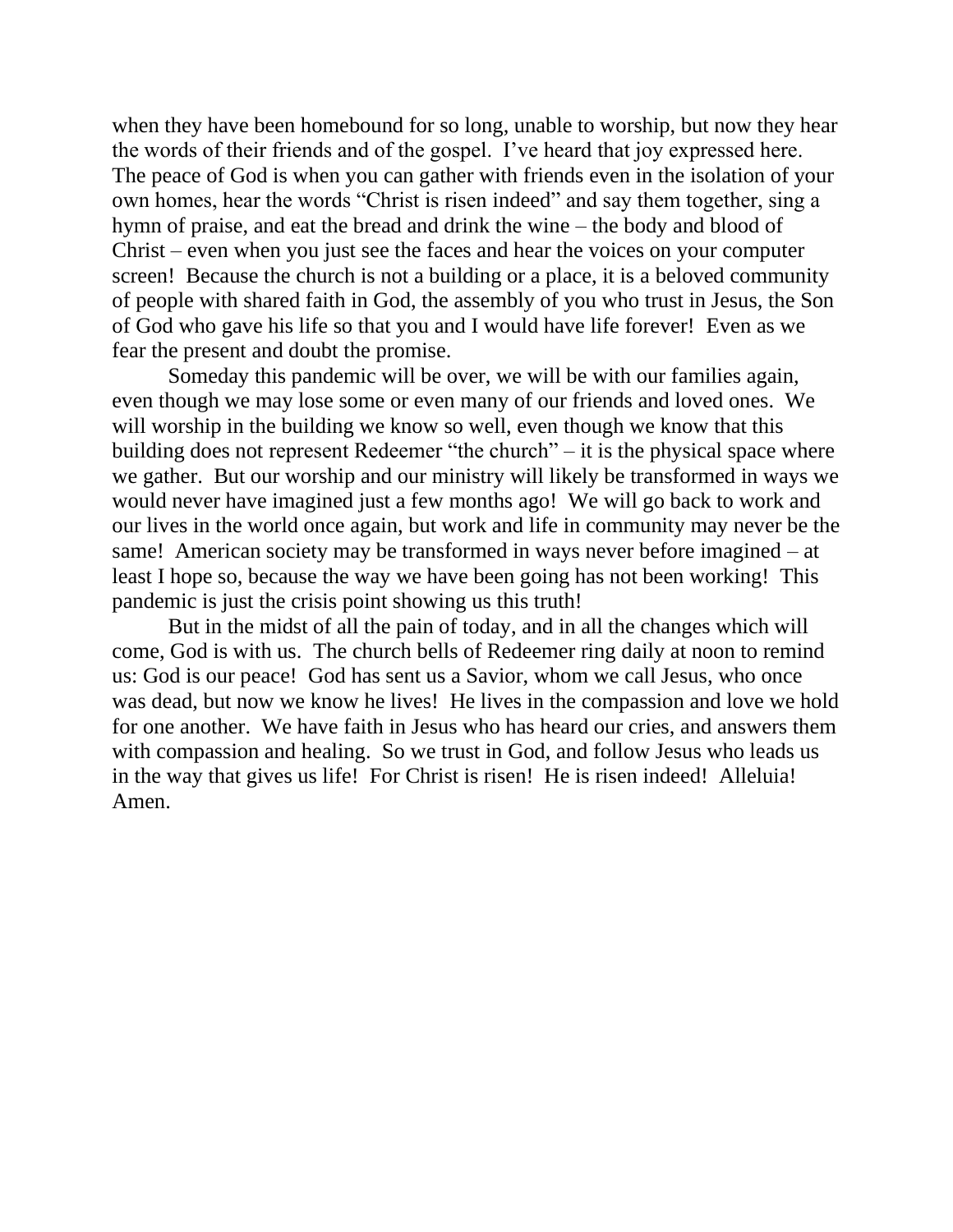when they have been homebound for so long, unable to worship, but now they hear the words of their friends and of the gospel. I've heard that joy expressed here. The peace of God is when you can gather with friends even in the isolation of your own homes, hear the words "Christ is risen indeed" and say them together, sing a hymn of praise, and eat the bread and drink the wine – the body and blood of Christ – even when you just see the faces and hear the voices on your computer screen! Because the church is not a building or a place, it is a beloved community of people with shared faith in God, the assembly of you who trust in Jesus, the Son of God who gave his life so that you and I would have life forever! Even as we fear the present and doubt the promise.

Someday this pandemic will be over, we will be with our families again, even though we may lose some or even many of our friends and loved ones. We will worship in the building we know so well, even though we know that this building does not represent Redeemer "the church" – it is the physical space where we gather. But our worship and our ministry will likely be transformed in ways we would never have imagined just a few months ago! We will go back to work and our lives in the world once again, but work and life in community may never be the same! American society may be transformed in ways never before imagined – at least I hope so, because the way we have been going has not been working! This pandemic is just the crisis point showing us this truth!

But in the midst of all the pain of today, and in all the changes which will come, God is with us. The church bells of Redeemer ring daily at noon to remind us: God is our peace! God has sent us a Savior, whom we call Jesus, who once was dead, but now we know he lives! He lives in the compassion and love we hold for one another. We have faith in Jesus who has heard our cries, and answers them with compassion and healing. So we trust in God, and follow Jesus who leads us in the way that gives us life! For Christ is risen! He is risen indeed! Alleluia! Amen.